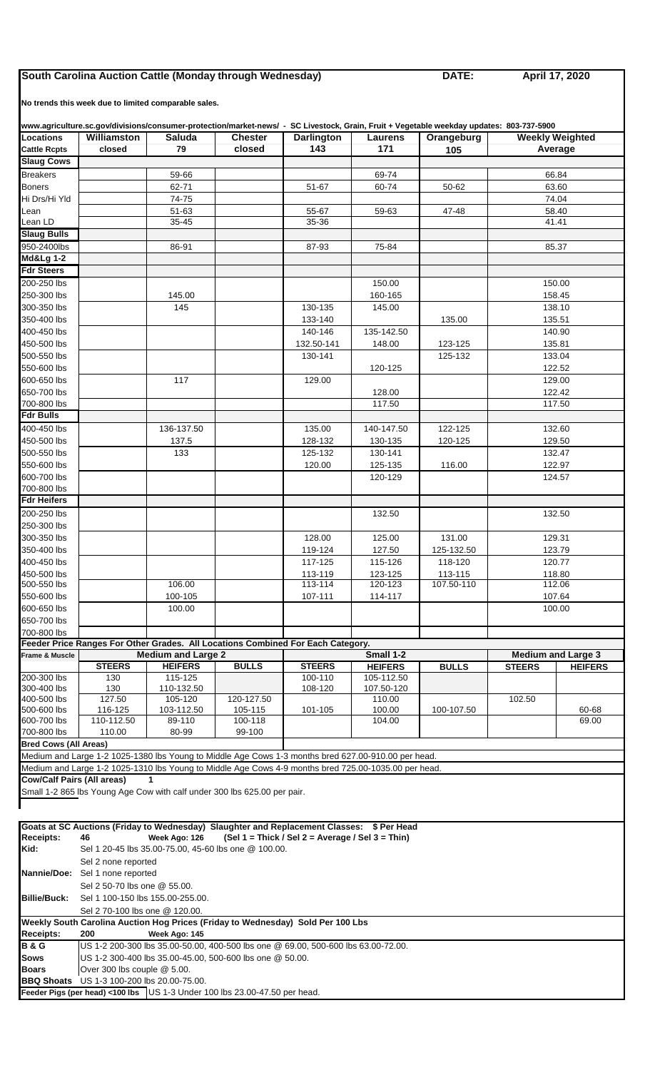# South Carolina Auction Cattle (Monday through Wednesday)

**DATE:** April 17, 2020

**No trends this week due to limited comparable sales.**

**www.agriculture.sc.gov/divisions/consumer-protection/market-news/ - SC Livestock, Grain, Fruit + Vegetable weekday updates: 803-737-5900**

| Locations | Williamston | Saluda | Chester | Darlington | Laurens | Orangeburg | Weekly Weighted Average |
|---|---|---|---|---|---|---|---|
| Cattle Rcpts | closed | 79 | closed | 143 | 171 | 105 | |
| **Slaug Cows** | | | | | | | |
| Breakers | | 59-66 | | | 69-74 | | 66.84 |
| Boners | | 62-71 | | 51-67 | 60-74 | 50-62 | 63.60 |
| Hi Drs/Hi Yld | | 74-75 | | | | | 74.04 |
| Lean | | 51-63 | | 55-67 | 59-63 | 47-48 | 58.40 |
| Lean LD | | 35-45 | | 35-36 | | | 41.41 |
| **Slaug Bulls** | | | | | | | |
| 950-2400lbs | | 86-91 | | 87-93 | 75-84 | | 85.37 |
| **Md&Lg 1-2** | | | | | | | |
| **Fdr Steers** | | | | | | | |
| 200-250 lbs | | | | | 150.00 | | 150.00 |
| 250-300 lbs | | 145.00 | | | 160-165 | | 158.45 |
| 300-350 lbs | | 145 | | 130-135 | 145.00 | | 138.10 |
| 350-400 lbs | | | | 133-140 | | 135.00 | 135.51 |
| 400-450 lbs | | | | 140-146 | 135-142.50 | | 140.90 |
| 450-500 lbs | | | | 132.50-141 | 148.00 | 123-125 | 135.81 |
| 500-550 lbs | | | | 130-141 | | 125-132 | 133.04 |
| 550-600 lbs | | | | | 120-125 | | 122.52 |
| 600-650 lbs | | 117 | | 129.00 | | | 129.00 |
| 650-700 lbs | | | | | 128.00 | | 122.42 |
| 700-800 lbs | | | | | 117.50 | | 117.50 |
| **Fdr Bulls** | | | | | | | |
| 400-450 lbs | | 136-137.50 | | 135.00 | 140-147.50 | 122-125 | 132.60 |
| 450-500 lbs | | 137.5 | | 128-132 | 130-135 | 120-125 | 129.50 |
| 500-550 lbs | | 133 | | 125-132 | 130-141 | | 132.47 |
| 550-600 lbs | | | | 120.00 | 125-135 | 116.00 | 122.97 |
| 600-700 lbs | | | | | 120-129 | | 124.57 |
| 700-800 lbs | | | | | | | |
| **Fdr Heifers** | | | | | | | |
| 200-250 lbs | | | | | 132.50 | | 132.50 |
| 250-300 lbs | | | | | | | |
| 300-350 lbs | | | | 128.00 | 125.00 | 131.00 | 129.31 |
| 350-400 lbs | | | | 119-124 | 127.50 | 125-132.50 | 123.79 |
| 400-450 lbs | | | | 117-125 | 115-126 | 118-120 | 120.77 |
| 450-500 lbs | | | | 113-119 | 123-125 | 113-115 | 118.80 |
| 500-550 lbs | | 106.00 | | 113-114 | 120-123 | 107.50-110 | 112.06 |
| 550-600 lbs | | 100-105 | | 107-111 | 114-117 | | 107.64 |
| 600-650 lbs | | 100.00 | | | | | 100.00 |
| 650-700 lbs | | | | | | | |
| 700-800 lbs | | | | | | | |

**Feeder Price Ranges For Other Grades. All Locations Combined For Each Category.**

| Frame & Muscle | Medium and Large 2 | | | Small 1-2 | | | Medium and Large 3 | |
|---|---|---|---|---|---|---|---|---|
| | **STEERS** | **HEIFERS** | **BULLS** | **STEERS** | **HEIFERS** | **BULLS** | **STEERS** | **HEIFERS** |
| 200-300 lbs | 130 | 115-125 | | 100-110 | 105-112.50 | | | |
| 300-400 lbs | 130 | 110-132.50 | | 108-120 | 107.50-120 | | | |
| 400-500 lbs | 127.50 | 105-120 | 120-127.50 | | 110.00 | | 102.50 | |
| 500-600 lbs | 116-125 | 103-112.50 | 105-115 | 101-105 | 100.00 | 100-107.50 | | 60-68 |
| 600-700 lbs | 110-112.50 | 89-110 | 100-118 | | 104.00 | | | 69.00 |
| 700-800 lbs | 110.00 | 80-99 | 99-100 | | | | | |

**Bred Cows (All Areas)**

Medium and Large 1-2 1025-1380 lbs Young to Middle Age Cows 1-3 months bred 627.00-910.00 per head.

Medium and Large 1-2 1025-1310 lbs Young to Middle Age Cows 4-9 months bred 725.00-1035.00 per head.

**Cow/Calf Pairs (All areas)** 1

Small 1-2 865 lbs Young Age Cow with calf under 300 lbs 625.00 per pair.

**Goats at SC Auctions (Friday to Wednesday) Slaughter and Replacement Classes: $ Per Head**

**Receipts:** 46 **Week Ago: 126** **(Sel 1 = Thick / Sel 2 = Average / Sel 3 = Thin)**

**Kid:** Sel 1 20-45 lbs 35.00-75.00, 45-60 lbs one @ 100.00.
Sel 2 none reported

**Nannie/Doe:** Sel 1 none reported
Sel 2 50-70 lbs one @ 55.00.

**Billie/Buck:** Sel 1 100-150 lbs 155.00-255.00.
Sel 2 70-100 lbs one @ 120.00.

**Weekly South Carolina Auction Hog Prices (Friday to Wednesday) Sold Per 100 Lbs**

**Receipts:** 200 **Week Ago: 145**

**B & G** US 1-2 200-300 lbs 35.00-50.00, 400-500 lbs one @ 69.00, 500-600 lbs 63.00-72.00.

**Sows** US 1-2 300-400 lbs 35.00-45.00, 500-600 lbs one @ 50.00.

**Boars** Over 300 lbs couple @ 5.00.

**BBQ Shoats** US 1-3 100-200 lbs 20.00-75.00.

**Feeder Pigs (per head) <100 lbs** US 1-3 Under 100 lbs 23.00-47.50 per head.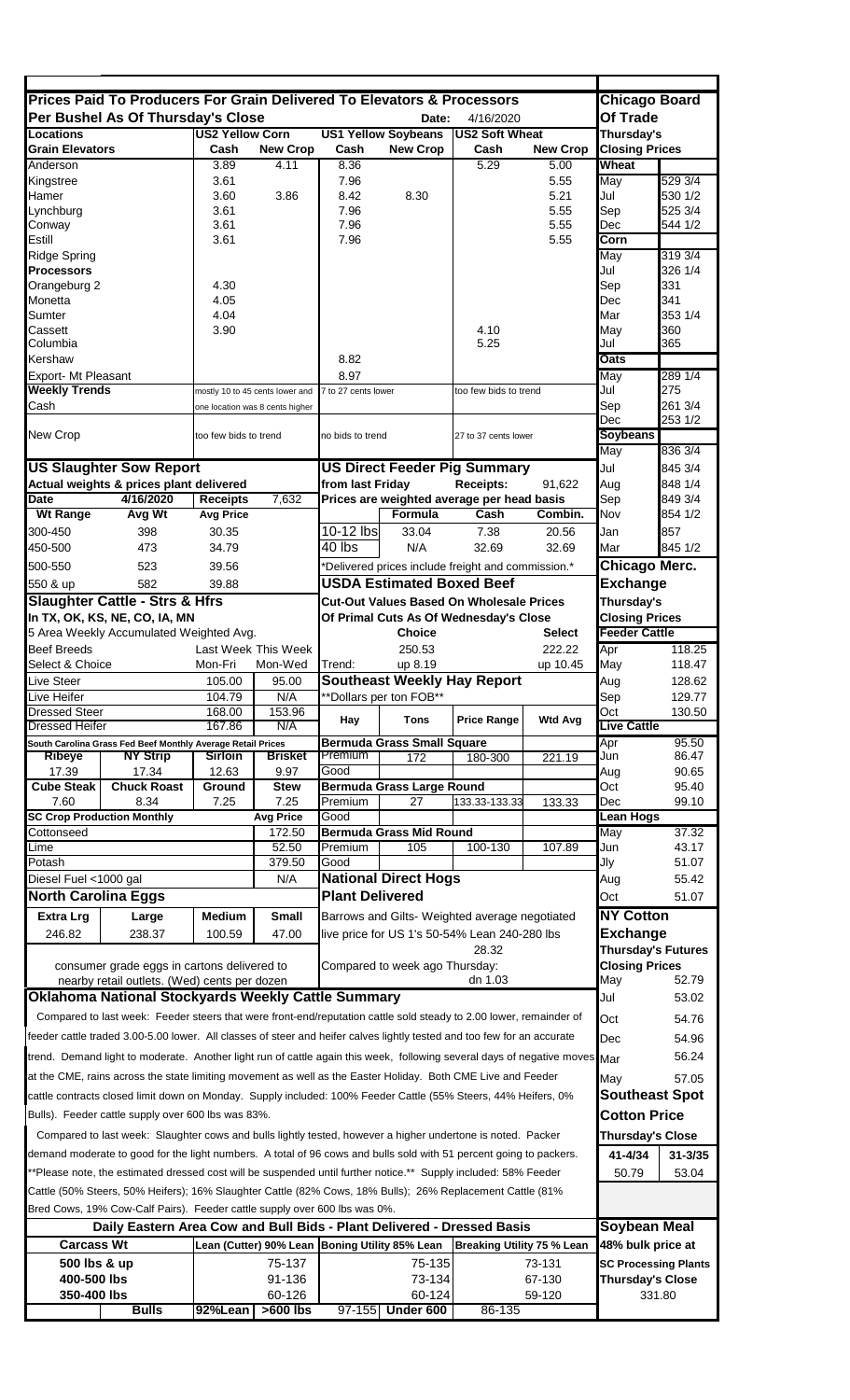## Prices Paid To Producers For Grain Delivered To Elevators & Processors

**Per Bushel As Of Thursday's Close** — Date: 4/16/2020

| Locations | US2 Yellow Corn | | US1 Yellow Soybeans | | US2 Soft Wheat | |
|---|---|---|---|---|---|---|
| **Grain Elevators** | Cash | New Crop | Cash | New Crop | Cash | New Crop |
| Anderson | 3.89 | 4.11 | 8.36 | | 5.29 | 5.00 |
| Kingstree | 3.61 | | 7.96 | | | 5.55 |
| Hamer | 3.60 | 3.86 | 8.42 | 8.30 | | 5.21 |
| Lynchburg | 3.61 | | 7.96 | | | 5.55 |
| Conway | 3.61 | | 7.96 | | | 5.55 |
| Estill | 3.61 | | 7.96 | | | 5.55 |
| Ridge Spring | | | | | | |
| **Processors** | | | | | | |
| Orangeburg 2 | 4.30 | | | | | |
| Monetta | 4.05 | | | | | |
| Sumter | 4.04 | | | | | |
| Cassett | 3.90 | | | | 4.10 | |
| Columbia | | | | | 5.25 | |
| Kershaw | | | 8.82 | | | |
| Export- Mt Pleasant | | | 8.97 | | | |
| **Weekly Trends** | | | | | | |
| Cash | mostly 10 to 45 cents lower and one location was 8 cents higher | | 7 to 27 cents lower | | too few bids to trend | |
| New Crop | too few bids to trend | | no bids to trend | | 27 to 37 cents lower | |

## Chicago Board Of Trade

**Thursday's Closing Prices**

| | |
|---|---|
| **Wheat** | |
| May | 529 3/4 |
| Jul | 530 1/2 |
| Sep | 525 3/4 |
| Dec | 544 1/2 |
| **Corn** | |
| May | 319 3/4 |
| Jul | 326 1/4 |
| Sep | 331 |
| Dec | 341 |
| Mar | 353 1/4 |
| May | 360 |
| Jul | 365 |
| **Oats** | |
| May | 289 1/4 |
| Jul | 275 |
| Sep | 261 3/4 |
| Dec | 253 1/2 |
| **Soybeans** | |
| May | 836 3/4 |
| Jul | 845 3/4 |
| Aug | 848 1/4 |
| Sep | 849 3/4 |
| Nov | 854 1/2 |
| Jan | 857 |
| Mar | 845 1/2 |

## US Slaughter Sow Report

**Actual weights & prices plant delivered**

| Date | 4/16/2020 | Receipts | 7,632 |
|---|---|---|---|
| **Wt Range** | **Avg Wt** | **Avg Price** | |
| 300-450 | 398 | 30.35 | |
| 450-500 | 473 | 34.79 | |
| 500-550 | 523 | 39.56 | |
| 550 & up | 582 | 39.88 | |

## US Direct Feeder Pig Summary

from last Friday — Receipts: 91,622

Prices are weighted average per head basis

| | Formula | Cash | Combin. |
|---|---|---|---|
| 10-12 lbs | 33.04 | 7.38 | 20.56 |
| 40 lbs | N/A | 32.69 | 32.69 |

*Delivered prices include freight and commission.*

## Slaughter Cattle - Strs & Hfrs

In TX, OK, KS, NE, CO, IA, MN

5 Area Weekly Accumulated Weighted Avg.

| Beef Breeds | Last Week | This Week |
|---|---|---|
| Select & Choice | Mon-Fri | Mon-Wed |
| Live Steer | 105.00 | 95.00 |
| Live Heifer | 104.79 | N/A |
| Dressed Steer | 168.00 | 153.96 |
| Dressed Heifer | 167.86 | N/A |

## USDA Estimated Boxed Beef

Cut-Out Values Based On Wholesale Prices Of Primal Cuts As Of Wednesday's Close

| | Choice | Select |
|---|---|---|
| | 250.53 | 222.22 |
| Trend: | up 8.19 | up 10.45 |

## South Carolina Grass Fed Beef Monthly Average Retail Prices

| Ribeye | NY Strip | Sirloin | Brisket |
|---|---|---|---|
| 17.39 | 17.34 | 12.63 | 9.97 |
| **Cube Steak** | **Chuck Roast** | **Ground** | **Stew** |
| 7.60 | 8.34 | 7.25 | 7.25 |

## SC Production Monthly

| | Avg Price |
|---|---|
| Cottonseed | 172.50 |
| Lime | 52.50 |
| Potash | 379.50 |
| Diesel Fuel <1000 gal | N/A |

## Southeast Weekly Hay Report

**Dollars per ton FOB**

| Hay | Tons | Price Range | Wtd Avg |
|---|---|---|---|
| **Bermuda Grass Small Square** | | | |
| Premium | 172 | 180-300 | 221.19 |
| Good | | | |
| **Bermuda Grass Large Round** | | | |
| Premium | 27 | 133.33-133.33 | 133.33 |
| Good | | | |
| **Bermuda Grass Mid Round** | | | |
| Premium | 105 | 100-130 | 107.89 |
| Good | | | |

## Chicago Merc. Exchange

**Thursday's Closing Prices**

| | |
|---|---|
| **Feeder Cattle** | |
| Apr | 118.25 |
| May | 118.47 |
| Aug | 128.62 |
| Sep | 129.77 |
| Oct | 130.50 |
| **Live Cattle** | |
| Apr | 95.50 |
| Jun | 86.47 |
| Aug | 90.65 |
| Oct | 95.40 |
| Dec | 99.10 |
| **Lean Hogs** | |
| May | 37.32 |
| Jun | 43.17 |
| Jly | 51.07 |
| Aug | 55.42 |
| Oct | 51.07 |

## North Carolina Eggs

| Extra Lrg | Large | Medium | Small |
|---|---|---|---|
| 246.82 | 238.37 | 100.59 | 47.00 |

consumer grade eggs in cartons delivered to nearby retail outlets. (Wed) cents per dozen

## National Direct Hogs

**Plant Delivered**

Barrows and Gilts- Weighted average negotiated live price for US 1's 50-54% Lean 240-280 lbs

28.32

Compared to week ago Thursday: dn 1.03

## NY Cotton Exchange

**Thursday's Futures Closing Prices**

| | |
|---|---|
| May | 52.79 |
| Jul | 53.02 |
| Oct | 54.76 |
| Dec | 54.96 |
| Mar | 56.24 |
| May | 57.05 |

## Oklahoma National Stockyards Weekly Cattle Summary

Compared to last week: Feeder steers that were front-end/reputation cattle sold steady to 2.00 lower, remainder of feeder cattle traded 3.00-5.00 lower. All classes of steer and heifer calves lightly tested and too few for an accurate trend. Demand light to moderate. Another light run of cattle again this week, following several days of negative moves at the CME, rains across the state limiting movement as well as the Easter Holiday. Both CME Live and Feeder cattle contracts closed limit down on Monday. Supply included: 100% Feeder Cattle (55% Steers, 44% Heifers, 0% Bulls). Feeder cattle supply over 600 lbs was 83%.

Compared to last week: Slaughter cows and bulls lightly tested, however a higher undertone is noted. Packer demand moderate to good for the light numbers. A total of 96 cows and bulls sold with 51 percent going to packers. **Please note, the estimated dressed cost will be suspended until further notice.** Supply included: 58% Feeder Cattle (50% Steers, 50% Heifers); 16% Slaughter Cattle (82% Cows, 18% Bulls); 26% Replacement Cattle (81% Bred Cows, 19% Cow-Calf Pairs). Feeder cattle supply over 600 lbs was 0%.

## Southeast Spot Cotton Price

**Thursday's Close**

| 41-4/34 | 31-3/35 |
|---|---|
| 50.79 | 53.04 |

## Daily Eastern Area Cow and Bull Bids - Plant Delivered - Dressed Basis

| Carcass Wt | Lean (Cutter) 90% Lean | Boning Utility 85% Lean | Breaking Utility 75 % Lean |
|---|---|---|---|
| 500 lbs & up | 75-137 | 75-135 | 73-131 |
| 400-500 lbs | 91-136 | 73-134 | 67-130 |
| 350-400 lbs | 60-126 | 60-124 | 59-120 |
| **Bulls** | **92%Lean** >600 lbs: 97-155 | **Under 600**: 86-135 | |

## Soybean Meal

48% bulk price at SC Processing Plants Thursday's Close

331.80